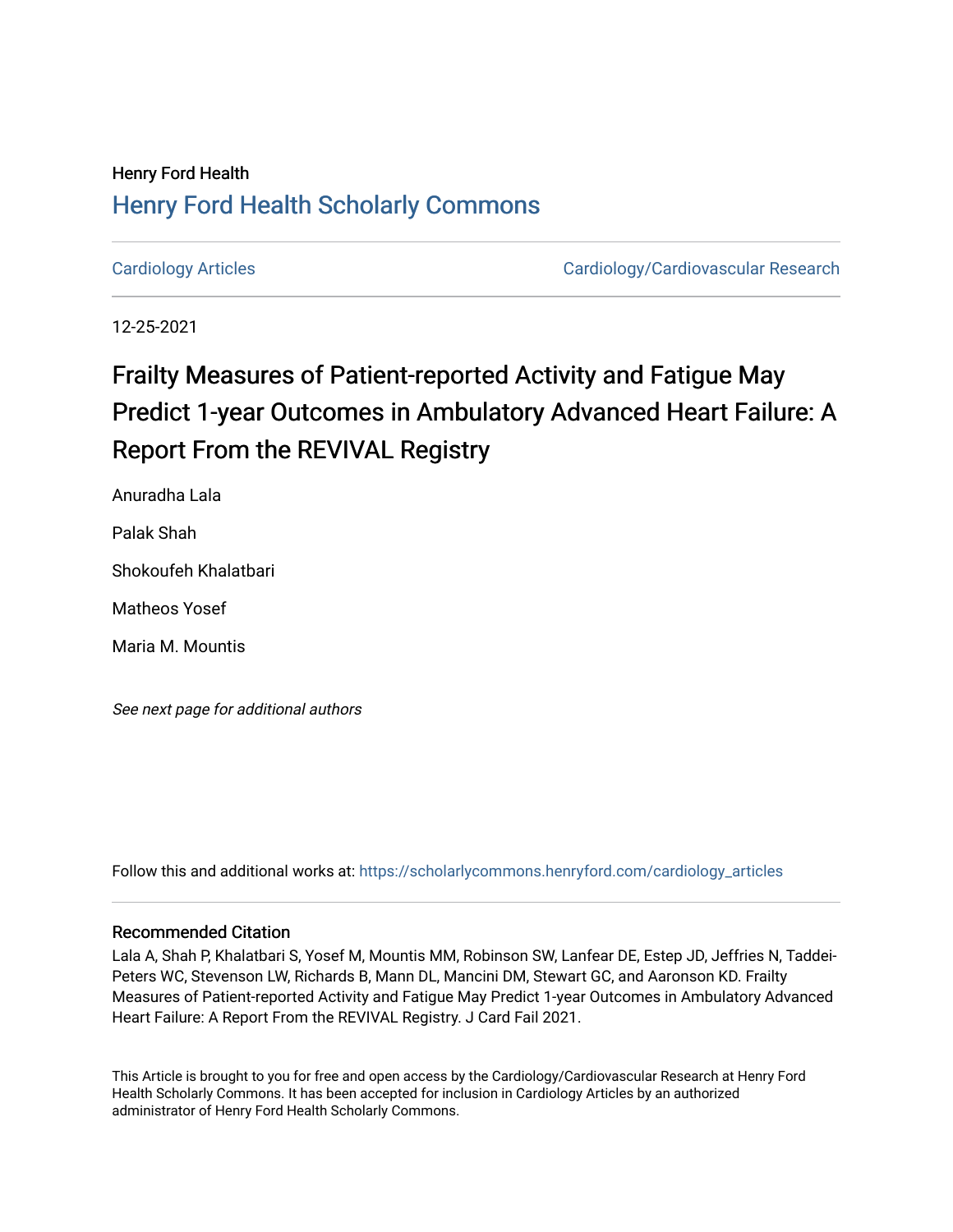Henry Ford Health

## Henry Ford Health Scholarly Commons

Cardiology Articles | Cardiology/Cardiovascular Research

12-25-2021

# Frailty Measures of Patient-reported Activity and Fatigue May Predict 1-year Outcomes in Ambulatory Advanced Heart Failure: A Report From the REVIVAL Registry

Anuradha Lala

Palak Shah

Shokoufeh Khalatbari

Matheos Yosef

Maria M. Mountis

*See next page for additional authors*

Follow this and additional works at: https://scholarlycommons.henryford.com/cardiology_articles

### Recommended Citation

Lala A, Shah P, Khalatbari S, Yosef M, Mountis MM, Robinson SW, Lanfear DE, Estep JD, Jeffries N, Taddei-Peters WC, Stevenson LW, Richards B, Mann DL, Mancini DM, Stewart GC, and Aaronson KD. Frailty Measures of Patient-reported Activity and Fatigue May Predict 1-year Outcomes in Ambulatory Advanced Heart Failure: A Report From the REVIVAL Registry. J Card Fail 2021.

This Article is brought to you for free and open access by the Cardiology/Cardiovascular Research at Henry Ford Health Scholarly Commons. It has been accepted for inclusion in Cardiology Articles by an authorized administrator of Henry Ford Health Scholarly Commons.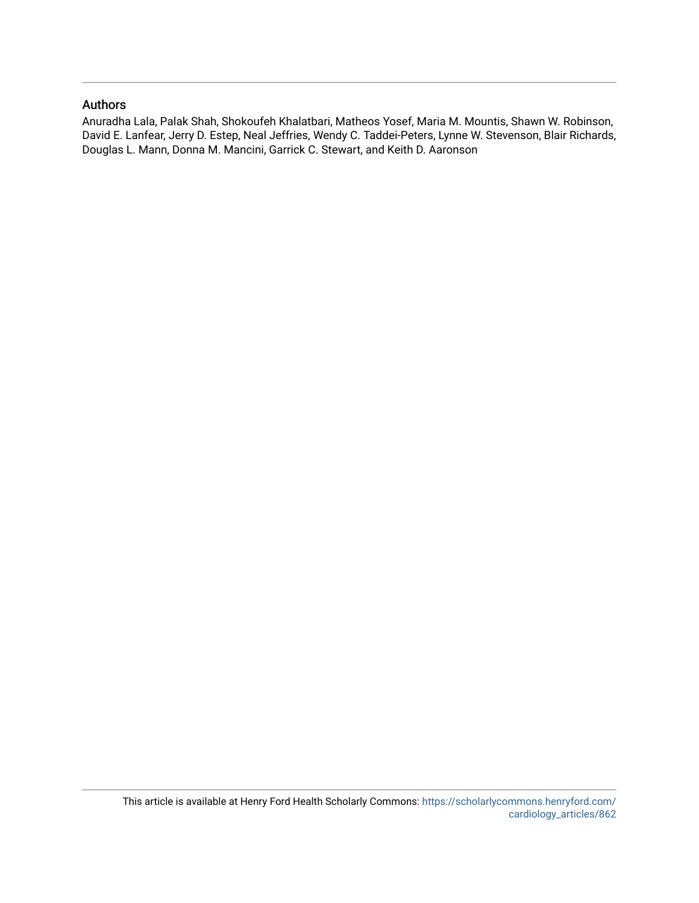## Authors

Anuradha Lala, Palak Shah, Shokoufeh Khalatbari, Matheos Yosef, Maria M. Mountis, Shawn W. Robinson, David E. Lanfear, Jerry D. Estep, Neal Jeffries, Wendy C. Taddei-Peters, Lynne W. Stevenson, Blair Richards, Douglas L. Mann, Donna M. Mancini, Garrick C. Stewart, and Keith D. Aaronson

This article is available at Henry Ford Health Scholarly Commons: https://scholarlycommons.henryford.com/cardiology_articles/862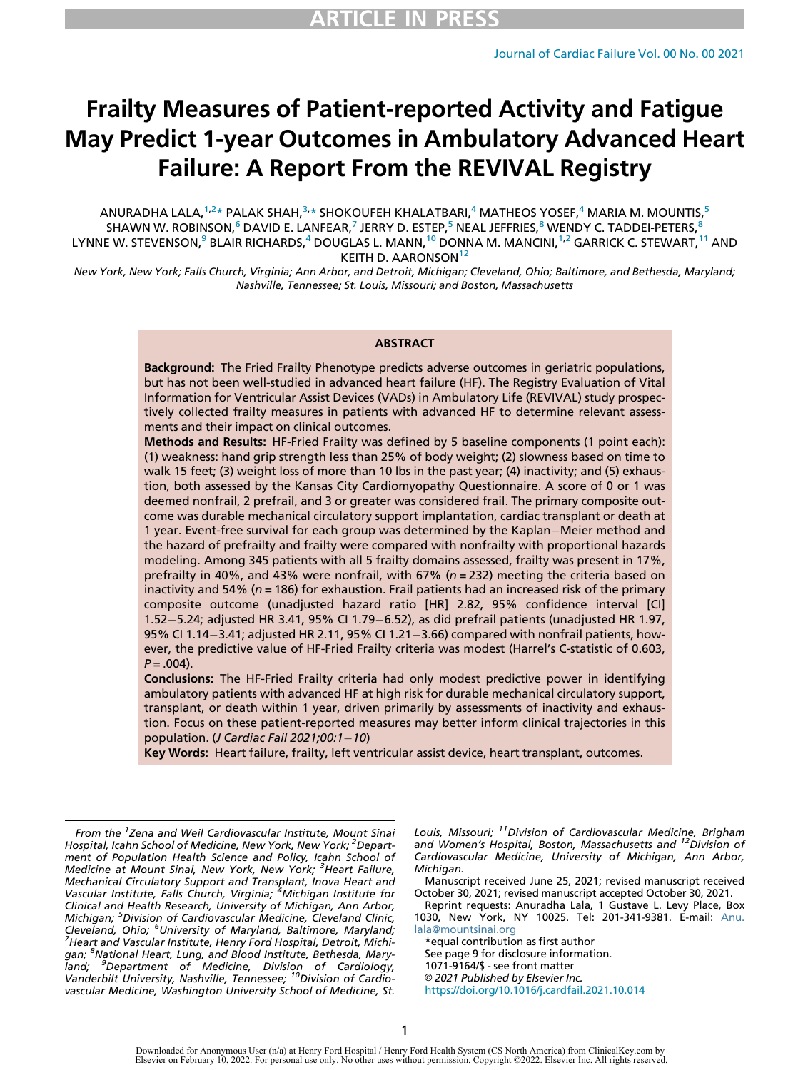# Frailty Measures of Patient-reported Activity and Fatigue May Predict 1-year Outcomes in Ambulatory Advanced Heart Failure: A Report From the REVIVAL Registry

ANURADHA LALA,[1,2*] PALAK SHAH,[3,*] SHOKOUFEH KHALATBARI,[4] MATHEOS YOSEF,[4] MARIA M. MOUNTIS,[5] SHAWN W. ROBINSON,[6] DAVID E. LANFEAR,[7] JERRY D. ESTEP,[5] NEAL JEFFRIES,[8] WENDY C. TADDEI-PETERS,[8] LYNNE W. STEVENSON,[9] BLAIR RICHARDS,[4] DOUGLAS L. MANN,[10] DONNA M. MANCINI,[1,2] GARRICK C. STEWART,[11] AND KEITH D. AARONSON[12]

*New York, New York; Falls Church, Virginia; Ann Arbor, and Detroit, Michigan; Cleveland, Ohio; Baltimore, and Bethesda, Maryland; Nashville, Tennessee; St. Louis, Missouri; and Boston, Massachusetts*

## ABSTRACT

**Background:** The Fried Frailty Phenotype predicts adverse outcomes in geriatric populations, but has not been well-studied in advanced heart failure (HF). The Registry Evaluation of Vital Information for Ventricular Assist Devices (VADs) in Ambulatory Life (REVIVAL) study prospectively collected frailty measures in patients with advanced HF to determine relevant assessments and their impact on clinical outcomes.

**Methods and Results:** HF-Fried Frailty was defined by 5 baseline components (1 point each): (1) weakness: hand grip strength less than 25% of body weight; (2) slowness based on time to walk 15 feet; (3) weight loss of more than 10 lbs in the past year; (4) inactivity; and (5) exhaustion, both assessed by the Kansas City Cardiomyopathy Questionnaire. A score of 0 or 1 was deemed nonfrail, 2 prefrail, and 3 or greater was considered frail. The primary composite outcome was durable mechanical circulatory support implantation, cardiac transplant or death at 1 year. Event-free survival for each group was determined by the Kaplan−Meier method and the hazard of prefrailty and frailty were compared with nonfrailty with proportional hazards modeling. Among 345 patients with all 5 frailty domains assessed, frailty was present in 17%, prefrailty in 40%, and 43% were nonfrail, with 67% ($n = 232$) meeting the criteria based on inactivity and 54% ($n = 186$) for exhaustion. Frail patients had an increased risk of the primary composite outcome (unadjusted hazard ratio [HR] 2.82, 95% confidence interval [CI] 1.52−5.24; adjusted HR 3.41, 95% CI 1.79−6.52), as did prefrail patients (unadjusted HR 1.97, 95% CI 1.14−3.41; adjusted HR 2.11, 95% CI 1.21−3.66) compared with nonfrail patients, however, the predictive value of HF-Fried Frailty criteria was modest (Harrel's C-statistic of 0.603, $P = .004$).

**Conclusions:** The HF-Fried Frailty criteria had only modest predictive power in identifying ambulatory patients with advanced HF at high risk for durable mechanical circulatory support, transplant, or death within 1 year, driven primarily by assessments of inactivity and exhaustion. Focus on these patient-reported measures may better inform clinical trajectories in this population. (*J Cardiac Fail 2021;00:1−10*)

**Key Words:** Heart failure, frailty, left ventricular assist device, heart transplant, outcomes.

---

*From the [1]Zena and Weil Cardiovascular Institute, Mount Sinai Hospital, Icahn School of Medicine, New York, New York; [2]Department of Population Health Science and Policy, Icahn School of Medicine at Mount Sinai, New York, New York; [3]Heart Failure, Mechanical Circulatory Support and Transplant, Inova Heart and Vascular Institute, Falls Church, Virginia; [4]Michigan Institute for Clinical and Health Research, University of Michigan, Ann Arbor, Michigan; [5]Division of Cardiovascular Medicine, Cleveland Clinic, Cleveland, Ohio; [6]University of Maryland, Baltimore, Maryland; [7]Heart and Vascular Institute, Henry Ford Hospital, Detroit, Michigan; [8]National Heart, Lung, and Blood Institute, Bethesda, Maryland; [9]Department of Medicine, Division of Cardiology, Vanderbilt University, Nashville, Tennessee; [10]Division of Cardiovascular Medicine, Washington University School of Medicine, St. Louis, Missouri; [11]Division of Cardiovascular Medicine, Brigham and Women's Hospital, Boston, Massachusetts and [12]Division of Cardiovascular Medicine, University of Michigan, Ann Arbor, Michigan.*

Manuscript received June 25, 2021; revised manuscript received October 30, 2021; revised manuscript accepted October 30, 2021.

Reprint requests: Anuradha Lala, 1 Gustave L. Levy Place, Box 1030, New York, NY 10025. Tel: 201-341-9381. E-mail: Anu.lala@mountsinai.org

*equal contribution as first author

See page 9 for disclosure information.

1071-9164/$ - see front matter

© 2021 Published by Elsevier Inc.

https://doi.org/10.1016/j.cardfail.2021.10.014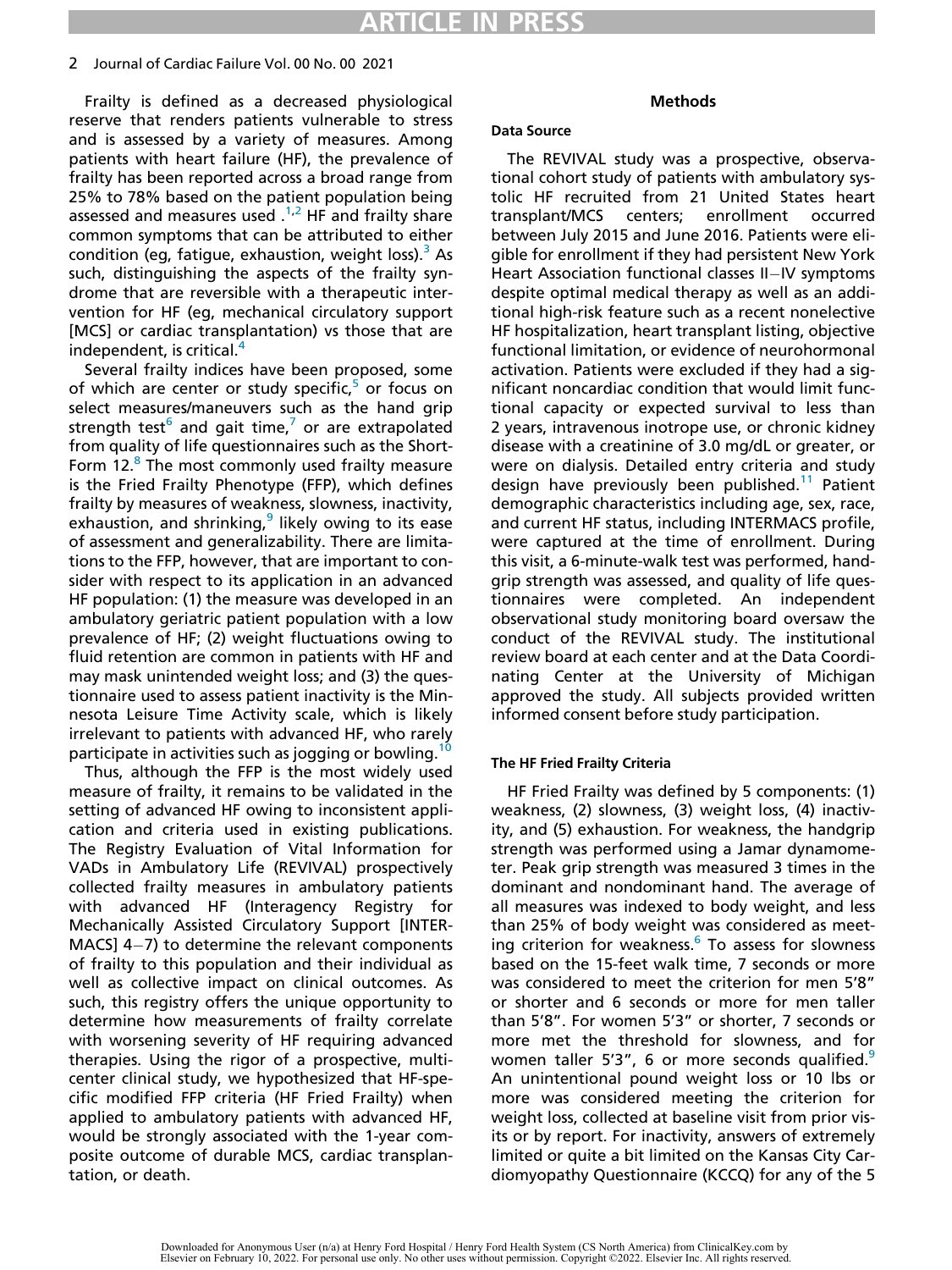Frailty is defined as a decreased physiological reserve that renders patients vulnerable to stress and is assessed by a variety of measures. Among patients with heart failure (HF), the prevalence of frailty has been reported across a broad range from 25% to 78% based on the patient population being assessed and measures used .[1,2] HF and frailty share common symptoms that can be attributed to either condition (eg, fatigue, exhaustion, weight loss).[3] As such, distinguishing the aspects of the frailty syndrome that are reversible with a therapeutic intervention for HF (eg, mechanical circulatory support [MCS] or cardiac transplantation) vs those that are independent, is critical.[4]

Several frailty indices have been proposed, some of which are center or study specific,[5] or focus on select measures/maneuvers such as the hand grip strength test[6] and gait time,[7] or are extrapolated from quality of life questionnaires such as the Short-Form 12.[8] The most commonly used frailty measure is the Fried Frailty Phenotype (FFP), which defines frailty by measures of weakness, slowness, inactivity, exhaustion, and shrinking,[9] likely owing to its ease of assessment and generalizability. There are limitations to the FFP, however, that are important to consider with respect to its application in an advanced HF population: (1) the measure was developed in an ambulatory geriatric patient population with a low prevalence of HF; (2) weight fluctuations owing to fluid retention are common in patients with HF and may mask unintended weight loss; and (3) the questionnaire used to assess patient inactivity is the Minnesota Leisure Time Activity scale, which is likely irrelevant to patients with advanced HF, who rarely participate in activities such as jogging or bowling.[10]

Thus, although the FFP is the most widely used measure of frailty, it remains to be validated in the setting of advanced HF owing to inconsistent application and criteria used in existing publications. The Registry Evaluation of Vital Information for VADs in Ambulatory Life (REVIVAL) prospectively collected frailty measures in ambulatory patients with advanced HF (Interagency Registry for Mechanically Assisted Circulatory Support [INTERMACS] 4–7) to determine the relevant components of frailty to this population and their individual as well as collective impact on clinical outcomes. As such, this registry offers the unique opportunity to determine how measurements of frailty correlate with worsening severity of HF requiring advanced therapies. Using the rigor of a prospective, multicenter clinical study, we hypothesized that HF-specific modified FFP criteria (HF Fried Frailty) when applied to ambulatory patients with advanced HF, would be strongly associated with the 1-year composite outcome of durable MCS, cardiac transplantation, or death.

## Methods

### Data Source

The REVIVAL study was a prospective, observational cohort study of patients with ambulatory systolic HF recruited from 21 United States heart transplant/MCS centers; enrollment occurred between July 2015 and June 2016. Patients were eligible for enrollment if they had persistent New York Heart Association functional classes II–IV symptoms despite optimal medical therapy as well as an additional high-risk feature such as a recent nonelective HF hospitalization, heart transplant listing, objective functional limitation, or evidence of neurohormonal activation. Patients were excluded if they had a significant noncardiac condition that would limit functional capacity or expected survival to less than 2 years, intravenous inotrope use, or chronic kidney disease with a creatinine of 3.0 mg/dL or greater, or were on dialysis. Detailed entry criteria and study design have previously been published.[11] Patient demographic characteristics including age, sex, race, and current HF status, including INTERMACS profile, were captured at the time of enrollment. During this visit, a 6-minute-walk test was performed, handgrip strength was assessed, and quality of life questionnaires were completed. An independent observational study monitoring board oversaw the conduct of the REVIVAL study. The institutional review board at each center and at the Data Coordinating Center at the University of Michigan approved the study. All subjects provided written informed consent before study participation.

### The HF Fried Frailty Criteria

HF Fried Frailty was defined by 5 components: (1) weakness, (2) slowness, (3) weight loss, (4) inactivity, and (5) exhaustion. For weakness, the handgrip strength was performed using a Jamar dynamometer. Peak grip strength was measured 3 times in the dominant and nondominant hand. The average of all measures was indexed to body weight, and less than 25% of body weight was considered as meeting criterion for weakness.[6] To assess for slowness based on the 15-feet walk time, 7 seconds or more was considered to meet the criterion for men 5'8" or shorter and 6 seconds or more for men taller than 5'8". For women 5'3" or shorter, 7 seconds or more met the threshold for slowness, and for women taller 5'3", 6 or more seconds qualified.[9] An unintentional pound weight loss or 10 lbs or more was considered meeting the criterion for weight loss, collected at baseline visit from prior visits or by report. For inactivity, answers of extremely limited or quite a bit limited on the Kansas City Cardiomyopathy Questionnaire (KCCQ) for any of the 5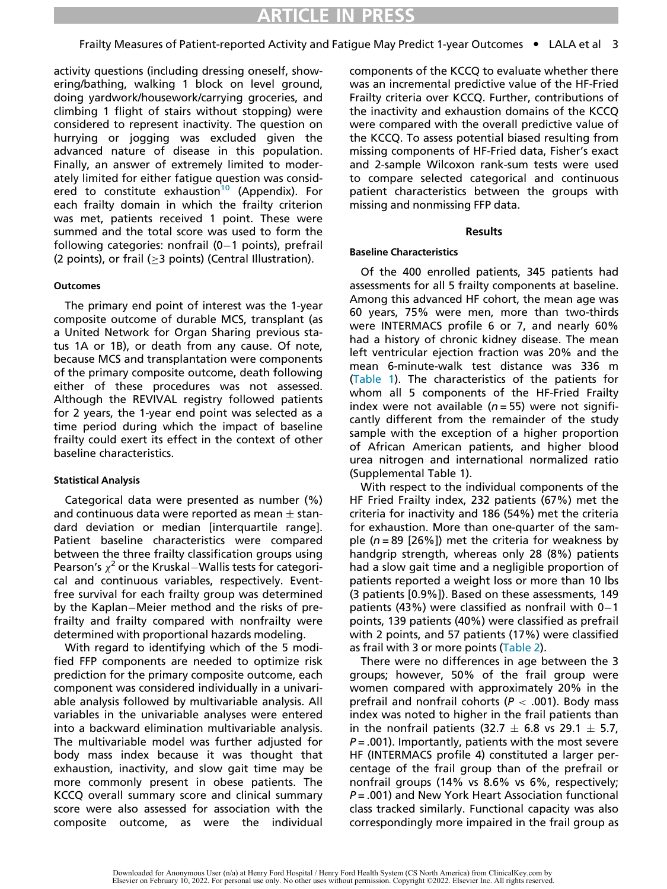activity questions (including dressing oneself, showering/bathing, walking 1 block on level ground, doing yardwork/housework/carrying groceries, and climbing 1 flight of stairs without stopping) were considered to represent inactivity. The question on hurrying or jogging was excluded given the advanced nature of disease in this population. Finally, an answer of extremely limited to moderately limited for either fatigue question was considered to constitute exhaustion[10] (Appendix). For each frailty domain in which the frailty criterion was met, patients received 1 point. These were summed and the total score was used to form the following categories: nonfrail (0−1 points), prefrail (2 points), or frail (≥3 points) (Central Illustration).

#### Outcomes

The primary end point of interest was the 1-year composite outcome of durable MCS, transplant (as a United Network for Organ Sharing previous status 1A or 1B), or death from any cause. Of note, because MCS and transplantation were components of the primary composite outcome, death following either of these procedures was not assessed. Although the REVIVAL registry followed patients for 2 years, the 1-year end point was selected as a time period during which the impact of baseline frailty could exert its effect in the context of other baseline characteristics.

#### Statistical Analysis

Categorical data were presented as number (%) and continuous data were reported as mean ± standard deviation or median [interquartile range]. Patient baseline characteristics were compared between the three frailty classification groups using Pearson's $\chi^2$ or the Kruskal−Wallis tests for categorical and continuous variables, respectively. Event-free survival for each frailty group was determined by the Kaplan−Meier method and the risks of prefrailty and frailty compared with nonfrailty were determined with proportional hazards modeling.

With regard to identifying which of the 5 modified FFP components are needed to optimize risk prediction for the primary composite outcome, each component was considered individually in a univariable analysis followed by multivariable analysis. All variables in the univariable analyses were entered into a backward elimination multivariable analysis. The multivariable model was further adjusted for body mass index because it was thought that exhaustion, inactivity, and slow gait time may be more commonly present in obese patients. The KCCQ overall summary score and clinical summary score were also assessed for association with the composite outcome, as were the individual components of the KCCQ to evaluate whether there was an incremental predictive value of the HF-Fried Frailty criteria over KCCQ. Further, contributions of the inactivity and exhaustion domains of the KCCQ were compared with the overall predictive value of the KCCQ. To assess potential biased resulting from missing components of HF-Fried data, Fisher's exact and 2-sample Wilcoxon rank-sum tests were used to compare selected categorical and continuous patient characteristics between the groups with missing and nonmissing FFP data.

### Results

#### Baseline Characteristics

Of the 400 enrolled patients, 345 patients had assessments for all 5 frailty components at baseline. Among this advanced HF cohort, the mean age was 60 years, 75% were men, more than two-thirds were INTERMACS profile 6 or 7, and nearly 60% had a history of chronic kidney disease. The mean left ventricular ejection fraction was 20% and the mean 6-minute-walk test distance was 336 m (Table 1). The characteristics of the patients for whom all 5 components of the HF-Fried Frailty index were not available ($n = 55$) were not significantly different from the remainder of the study sample with the exception of a higher proportion of African American patients, and higher blood urea nitrogen and international normalized ratio (Supplemental Table 1).

With respect to the individual components of the HF Fried Frailty index, 232 patients (67%) met the criteria for inactivity and 186 (54%) met the criteria for exhaustion. More than one-quarter of the sample ($n = 89$ [26%]) met the criteria for weakness by handgrip strength, whereas only 28 (8%) patients had a slow gait time and a negligible proportion of patients reported a weight loss or more than 10 lbs (3 patients [0.9%]). Based on these assessments, 149 patients (43%) were classified as nonfrail with 0−1 points, 139 patients (40%) were classified as prefrail with 2 points, and 57 patients (17%) were classified as frail with 3 or more points (Table 2).

There were no differences in age between the 3 groups; however, 50% of the frail group were women compared with approximately 20% in the prefrail and nonfrail cohorts ($P < .001$). Body mass index was noted to higher in the frail patients than in the nonfrail patients (32.7 ± 6.8 vs 29.1 ± 5.7, $P = .001$). Importantly, patients with the most severe HF (INTERMACS profile 4) constituted a larger percentage of the frail group than of the prefrail or nonfrail groups (14% vs 8.6% vs 6%, respectively; $P = .001$) and New York Heart Association functional class tracked similarly. Functional capacity was also correspondingly more impaired in the frail group as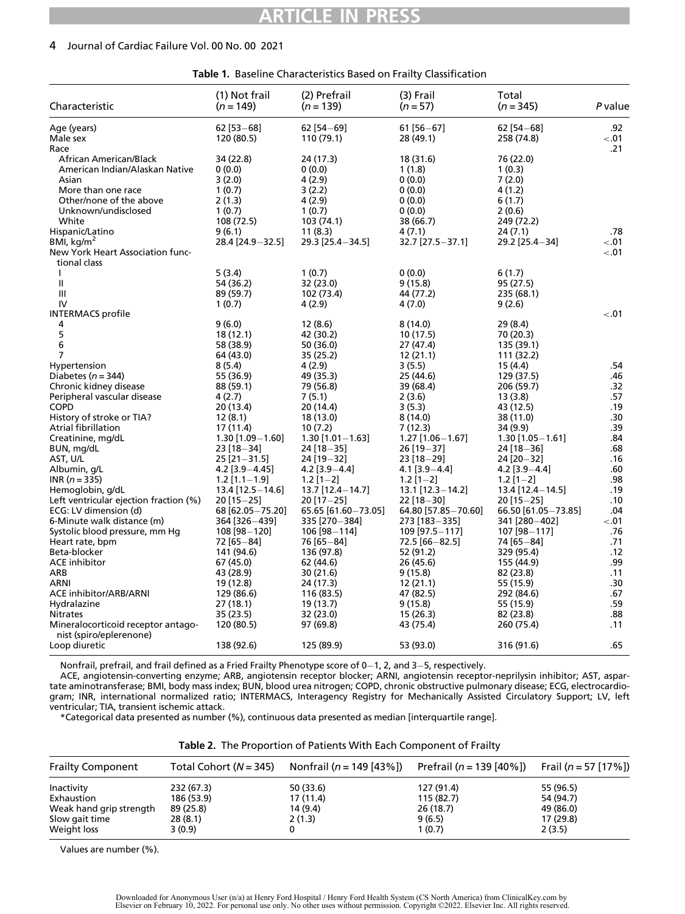**Table 1.** Baseline Characteristics Based on Frailty Classification

| Characteristic | (1) Not frail ($n = 149$) | (2) Prefrail ($n = 139$) | (3) Frail ($n = 57$) | Total ($n = 345$) | *P* value |
|---|---|---|---|---|---|
| Age (years) | 62 [53–68] | 62 [54–69] | 61 [56–67] | 62 [54–68] | .92 |
| Male sex | 120 (80.5) | 110 (79.1) | 28 (49.1) | 258 (74.8) | <.01 |
| Race | | | | | .21 |
| African American/Black | 34 (22.8) | 24 (17.3) | 18 (31.6) | 76 (22.0) | |
| American Indian/Alaskan Native | 0 (0.0) | 0 (0.0) | 1 (1.8) | 1 (0.3) | |
| Asian | 3 (2.0) | 4 (2.9) | 0 (0.0) | 7 (2.0) | |
| More than one race | 1 (0.7) | 3 (2.2) | 0 (0.0) | 4 (1.2) | |
| Other/none of the above | 2 (1.3) | 4 (2.9) | 0 (0.0) | 6 (1.7) | |
| Unknown/undisclosed | 1 (0.7) | 1 (0.7) | 0 (0.0) | 2 (0.6) | |
| White | 108 (72.5) | 103 (74.1) | 38 (66.7) | 249 (72.2) | |
| Hispanic/Latino | 9 (6.1) | 11 (8.3) | 4 (7.1) | 24 (7.1) | .78 |
| BMI, kg/m$^2$ | 28.4 [24.9–32.5] | 29.3 [25.4–34.5] | 32.7 [27.5–37.1] | 29.2 [25.4–34] | <.01 |
| New York Heart Association functional class | | | | | <.01 |
| I | 5 (3.4) | 1 (0.7) | 0 (0.0) | 6 (1.7) | |
| II | 54 (36.2) | 32 (23.0) | 9 (15.8) | 95 (27.5) | |
| III | 89 (59.7) | 102 (73.4) | 44 (77.2) | 235 (68.1) | |
| IV | 1 (0.7) | 4 (2.9) | 4 (7.0) | 9 (2.6) | |
| INTERMACS profile | | | | | <.01 |
| 4 | 9 (6.0) | 12 (8.6) | 8 (14.0) | 29 (8.4) | |
| 5 | 18 (12.1) | 42 (30.2) | 10 (17.5) | 70 (20.3) | |
| 6 | 58 (38.9) | 50 (36.0) | 27 (47.4) | 135 (39.1) | |
| 7 | 64 (43.0) | 35 (25.2) | 12 (21.1) | 111 (32.2) | |
| Hypertension | 8 (5.4) | 4 (2.9) | 3 (5.5) | 15 (4.4) | .54 |
| Diabetes ($n = 344$) | 55 (36.9) | 49 (35.3) | 25 (44.6) | 129 (37.5) | .46 |
| Chronic kidney disease | 88 (59.1) | 79 (56.8) | 39 (68.4) | 206 (59.7) | .32 |
| Peripheral vascular disease | 4 (2.7) | 7 (5.1) | 2 (3.6) | 13 (3.8) | .57 |
| COPD | 20 (13.4) | 20 (14.4) | 3 (5.3) | 43 (12.5) | .19 |
| History of stroke or TIA? | 12 (8.1) | 18 (13.0) | 8 (14.0) | 38 (11.0) | .30 |
| Atrial fibrillation | 17 (11.4) | 10 (7.2) | 7 (12.3) | 34 (9.9) | .39 |
| Creatinine, mg/dL | 1.30 [1.09–1.60] | 1.30 [1.01–1.63] | 1.27 [1.06–1.67] | 1.30 [1.05–1.61] | .84 |
| BUN, mg/dL | 23 [18–34] | 24 [18–35] | 26 [19–37] | 24 [18–36] | .68 |
| AST, U/L | 25 [21–31.5] | 24 [19–32] | 23 [18–29] | 24 [20–32] | .16 |
| Albumin, g/L | 4.2 [3.9–4.45] | 4.2 [3.9–4.4] | 4.1 [3.9–4.4] | 4.2 [3.9–4.4] | .60 |
| INR ($n = 335$) | 1.2 [1.1–1.9] | 1.2 [1–2] | 1.2 [1–2] | 1.2 [1–2] | .98 |
| Hemoglobin, g/dL | 13.4 [12.5–14.6] | 13.7 [12.4–14.7] | 13.1 [12.3–14.2] | 13.4 [12.4–14.5] | .19 |
| Left ventricular ejection fraction (%) | 20 [15–25] | 20 [17–25] | 22 [18–30] | 20 [15–25] | .10 |
| ECG: LV dimension (d) | 68 [62.05–75.20] | 65.65 [61.60–73.05] | 64.80 [57.85–70.60] | 66.50 [61.05–73.85] | .04 |
| 6-Minute walk distance (m) | 364 [326–439] | 335 [270–384] | 273 [183–335] | 341 [280–402] | <.01 |
| Systolic blood pressure, mm Hg | 108 [98–120] | 106 [98–114] | 109 [97.5–117] | 107 [98–117] | .76 |
| Heart rate, bpm | 72 [65–84] | 76 [65–84] | 72.5 [66–82.5] | 74 [65–84] | .71 |
| Beta-blocker | 141 (94.6) | 136 (97.8) | 52 (91.2) | 329 (95.4) | .12 |
| ACE inhibitor | 67 (45.0) | 62 (44.6) | 26 (45.6) | 155 (44.9) | .99 |
| ARB | 43 (28.9) | 30 (21.6) | 9 (15.8) | 82 (23.8) | .11 |
| ARNI | 19 (12.8) | 24 (17.3) | 12 (21.1) | 55 (15.9) | .30 |
| ACE inhibitor/ARB/ARNI | 129 (86.6) | 116 (83.5) | 47 (82.5) | 292 (84.6) | .67 |
| Hydralazine | 27 (18.1) | 19 (13.7) | 9 (15.8) | 55 (15.9) | .59 |
| Nitrates | 35 (23.5) | 32 (23.0) | 15 (26.3) | 82 (23.8) | .88 |
| Mineralocorticoid receptor antagonist (spiro/eplerenone) | 120 (80.5) | 97 (69.8) | 43 (75.4) | 260 (75.4) | .11 |
| Loop diuretic | 138 (92.6) | 125 (89.9) | 53 (93.0) | 316 (91.6) | .65 |

Nonfrail, prefrail, and frail defined as a Fried Frailty Phenotype score of 0–1, 2, and 3–5, respectively.

ACE, angiotensin-converting enzyme; ARB, angiotensin receptor blocker; ARNI, angiotensin receptor-neprilysin inhibitor; AST, aspartate aminotransferase; BMI, body mass index; BUN, blood urea nitrogen; COPD, chronic obstructive pulmonary disease; ECG, electrocardiogram; INR, international normalized ratio; INTERMACS, Interagency Registry for Mechanically Assisted Circulatory Support; LV, left ventricular; TIA, transient ischemic attack.

*Categorical data presented as number (%), continuous data presented as median [interquartile range].

**Table 2.** The Proportion of Patients With Each Component of Frailty

| Frailty Component | Total Cohort ($N = 345$) | Nonfrail ($n = 149$ [43%]) | Prefrail ($n = 139$ [40%]) | Frail ($n = 57$ [17%]) |
|---|---|---|---|---|
| Inactivity | 232 (67.3) | 50 (33.6) | 127 (91.4) | 55 (96.5) |
| Exhaustion | 186 (53.9) | 17 (11.4) | 115 (82.7) | 54 (94.7) |
| Weak hand grip strength | 89 (25.8) | 14 (9.4) | 26 (18.7) | 49 (86.0) |
| Slow gait time | 28 (8.1) | 2 (1.3) | 9 (6.5) | 17 (29.8) |
| Weight loss | 3 (0.9) | 0 | 1 (0.7) | 2 (3.5) |

Values are number (%).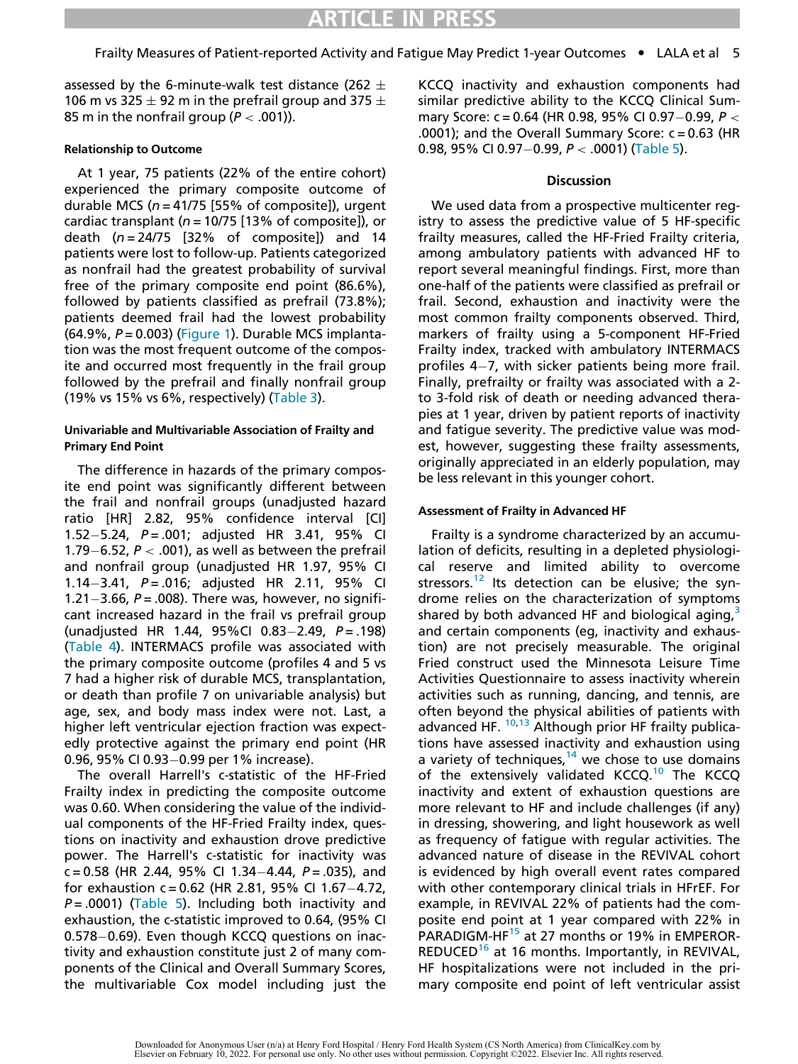assessed by the 6-minute-walk test distance (262 ± 106 m vs 325 ± 92 m in the prefrail group and 375 ± 85 m in the nonfrail group ($P < .001$)).

#### Relationship to Outcome

At 1 year, 75 patients (22% of the entire cohort) experienced the primary composite outcome of durable MCS ($n = 41/75$ [55% of composite]), urgent cardiac transplant ($n = 10/75$ [13% of composite]), or death ($n = 24/75$ [32% of composite]) and 14 patients were lost to follow-up. Patients categorized as nonfrail had the greatest probability of survival free of the primary composite end point (86.6%), followed by patients classified as prefrail (73.8%); patients deemed frail had the lowest probability (64.9%, $P = 0.003$) (Figure 1). Durable MCS implantation was the most frequent outcome of the composite and occurred most frequently in the frail group followed by the prefrail and finally nonfrail group (19% vs 15% vs 6%, respectively) (Table 3).

#### Univariable and Multivariable Association of Frailty and Primary End Point

The difference in hazards of the primary composite end point was significantly different between the frail and nonfrail groups (unadjusted hazard ratio [HR] 2.82, 95% confidence interval [CI] 1.52−5.24, $P = .001$; adjusted HR 3.41, 95% CI 1.79−6.52, $P < .001$), as well as between the prefrail and nonfrail group (unadjusted HR 1.97, 95% CI 1.14−3.41, $P = .016$; adjusted HR 2.11, 95% CI 1.21−3.66, $P = .008$). There was, however, no significant increased hazard in the frail vs prefrail group (unadjusted HR 1.44, 95%CI 0.83−2.49, $P = .198$) (Table 4). INTERMACS profile was associated with the primary composite outcome (profiles 4 and 5 vs 7 had a higher risk of durable MCS, transplantation, or death than profile 7 on univariable analysis) but age, sex, and body mass index were not. Last, a higher left ventricular ejection fraction was expectedly protective against the primary end point (HR 0.96, 95% CI 0.93−0.99 per 1% increase).

The overall Harrell's c-statistic of the HF-Fried Frailty index in predicting the composite outcome was 0.60. When considering the value of the individual components of the HF-Fried Frailty index, questions on inactivity and exhaustion drove predictive power. The Harrell's c-statistic for inactivity was c = 0.58 (HR 2.44, 95% CI 1.34−4.44, $P = .035$), and for exhaustion c = 0.62 (HR 2.81, 95% CI 1.67−4.72, $P = .0001$) (Table 5). Including both inactivity and exhaustion, the c-statistic improved to 0.64, (95% CI 0.578−0.69). Even though KCCQ questions on inactivity and exhaustion constitute just 2 of many components of the Clinical and Overall Summary Scores, the multivariable Cox model including just the KCCQ inactivity and exhaustion components had similar predictive ability to the KCCQ Clinical Summary Score: c = 0.64 (HR 0.98, 95% CI 0.97−0.99, $P < .0001$); and the Overall Summary Score: c = 0.63 (HR 0.98, 95% CI 0.97−0.99, $P < .0001$) (Table 5).

### Discussion

We used data from a prospective multicenter registry to assess the predictive value of 5 HF-specific frailty measures, called the HF-Fried Frailty criteria, among ambulatory patients with advanced HF to report several meaningful findings. First, more than one-half of the patients were classified as prefrail or frail. Second, exhaustion and inactivity were the most common frailty components observed. Third, markers of frailty using a 5-component HF-Fried Frailty index, tracked with ambulatory INTERMACS profiles 4−7, with sicker patients being more frail. Finally, prefrailty or frailty was associated with a 2- to 3-fold risk of death or needing advanced therapies at 1 year, driven by patient reports of inactivity and fatigue severity. The predictive value was modest, however, suggesting these frailty assessments, originally appreciated in an elderly population, may be less relevant in this younger cohort.

#### Assessment of Frailty in Advanced HF

Frailty is a syndrome characterized by an accumulation of deficits, resulting in a depleted physiological reserve and limited ability to overcome stressors.[12] Its detection can be elusive; the syndrome relies on the characterization of symptoms shared by both advanced HF and biological aging,[3] and certain components (eg, inactivity and exhaustion) are not precisely measurable. The original Fried construct used the Minnesota Leisure Time Activities Questionnaire to assess inactivity wherein activities such as running, dancing, and tennis, are often beyond the physical abilities of patients with advanced HF. [10,13] Although prior HF frailty publications have assessed inactivity and exhaustion using a variety of techniques,[14] we chose to use domains of the extensively validated KCCQ.[10] The KCCQ inactivity and extent of exhaustion questions are more relevant to HF and include challenges (if any) in dressing, showering, and light housework as well as frequency of fatigue with regular activities. The advanced nature of disease in the REVIVAL cohort is evidenced by high overall event rates compared with other contemporary clinical trials in HFrEF. For example, in REVIVAL 22% of patients had the composite end point at 1 year compared with 22% in PARADIGM-HF[15] at 27 months or 19% in EMPEROR-REDUCED[16] at 16 months. Importantly, in REVIVAL, HF hospitalizations were not included in the primary composite end point of left ventricular assist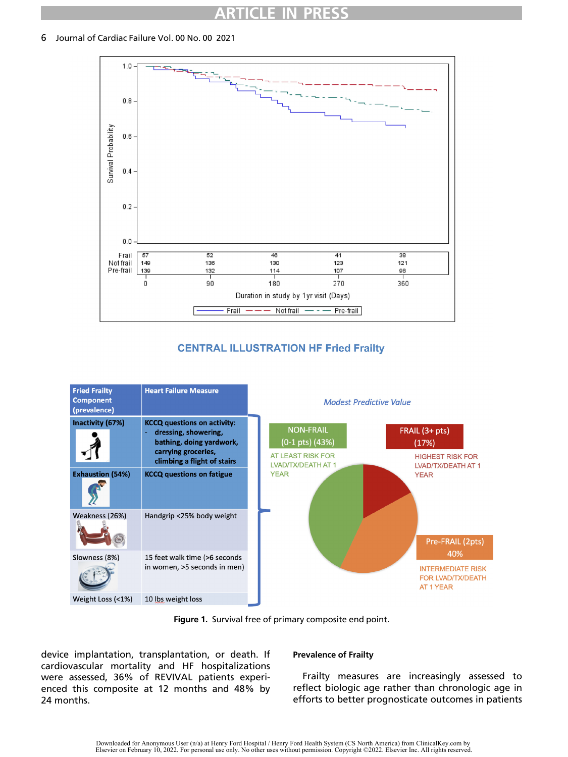| | 0 | 90 | 180 | 270 | 360 |
|---|---|---|---|---|---|
| Frail | 57 | 52 | 46 | 41 | 38 |
| Not frail | 149 | 136 | 130 | 123 | 121 |
| Pre-frail | 139 | 132 | 114 | 107 | 98 |

Duration in study by 1yr visit (Days)

**CENTRAL ILLUSTRATION HF Fried Frailty**

| Fried Frailty Component (prevalence) | Heart Failure Measure |
|---|---|
| **Inactivity (67%)** | **KCCQ questions on activity:** - dressing, showering, bathing, doing yardwork, carrying groceries, climbing a flight of stairs |
| **Exhaustion (54%)** | **KCCQ questions on fatigue** |
| Weakness (26%) | Handgrip <25% body weight |
| Slowness (8%) | 15 feet walk time (>6 seconds in women, >5 seconds in men) |
| Weight Loss (<1%) | 10 lbs weight loss |

*Modest Predictive Value*

NON-FRAIL (0-1 pts) (43%) — AT LEAST RISK FOR LVAD/TX/DEATH AT 1 YEAR

FRAIL (3+ pts) (17%) — HIGHEST RISK FOR LVAD/TX/DEATH AT 1 YEAR

Pre-FRAIL (2pts) 40% — INTERMEDIATE RISK FOR LVAD/TX/DEATH AT 1 YEAR

**Figure 1.** Survival free of primary composite end point.

device implantation, transplantation, or death. If cardiovascular mortality and HF hospitalizations were assessed, 36% of REVIVAL patients experienced this composite at 12 months and 48% by 24 months.

### Prevalence of Frailty

Frailty measures are increasingly assessed to reflect biologic age rather than chronologic age in efforts to better prognosticate outcomes in patients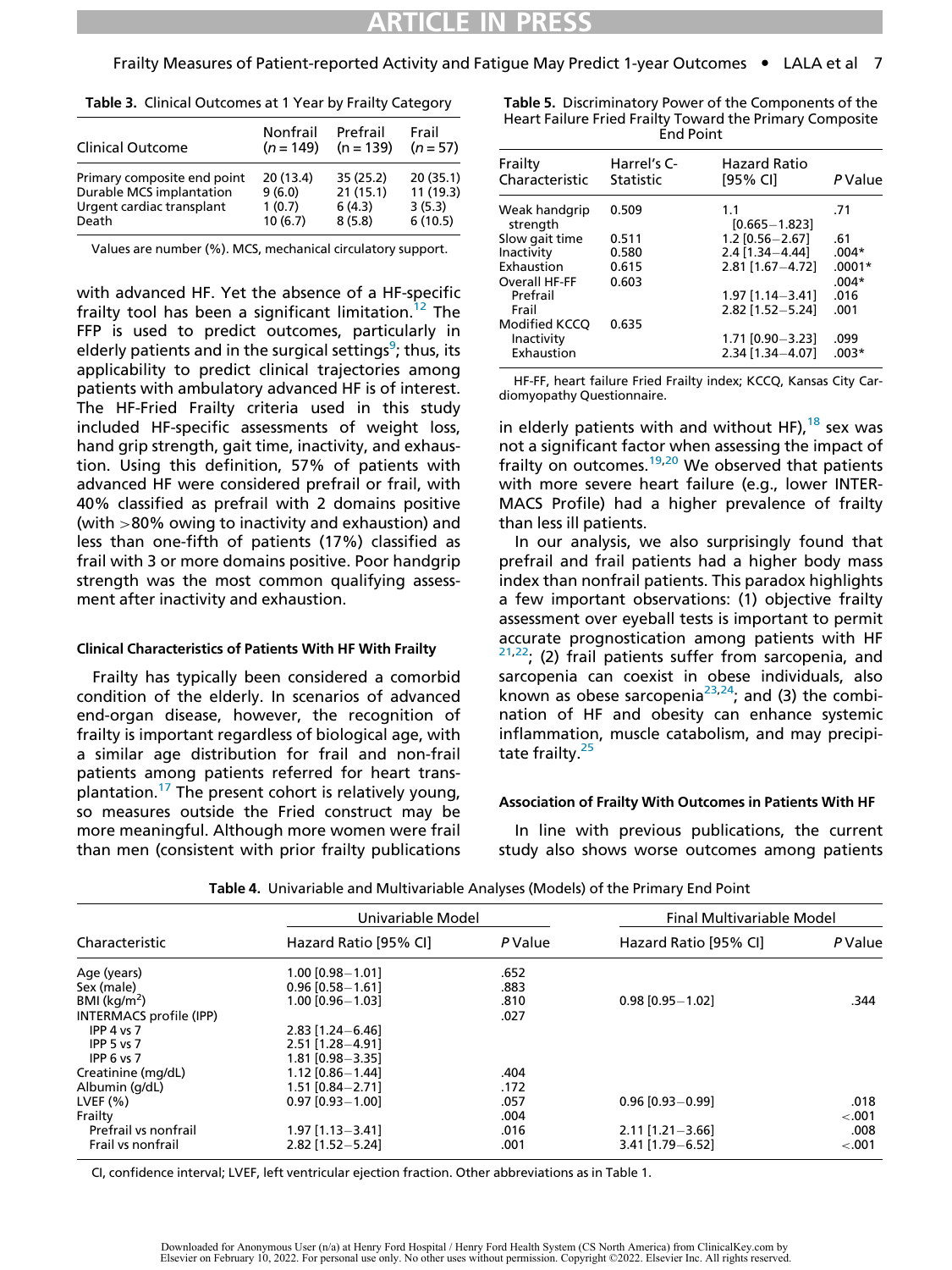**Table 3.** Clinical Outcomes at 1 Year by Frailty Category

| Clinical Outcome | Nonfrail (*n* = 149) | Prefrail (n = 139) | Frail (*n* = 57) |
| --- | --- | --- | --- |
| Primary composite end point | 20 (13.4) | 35 (25.2) | 20 (35.1) |
| Durable MCS implantation | 9 (6.0) | 21 (15.1) | 11 (19.3) |
| Urgent cardiac transplant | 1 (0.7) | 6 (4.3) | 3 (5.3) |
| Death | 10 (6.7) | 8 (5.8) | 6 (10.5) |

Values are number (%). MCS, mechanical circulatory support.

with advanced HF. Yet the absence of a HF-specific frailty tool has been a significant limitation.[12] The FFP is used to predict outcomes, particularly in elderly patients and in the surgical settings[9]; thus, its applicability to predict clinical trajectories among patients with ambulatory advanced HF is of interest. The HF-Fried Frailty criteria used in this study included HF-specific assessments of weight loss, hand grip strength, gait time, inactivity, and exhaustion. Using this definition, 57% of patients with advanced HF were considered prefrail or frail, with 40% classified as prefrail with 2 domains positive (with >80% owing to inactivity and exhaustion) and less than one-fifth of patients (17%) classified as frail with 3 or more domains positive. Poor handgrip strength was the most common qualifying assessment after inactivity and exhaustion.

#### Clinical Characteristics of Patients With HF With Frailty

Frailty has typically been considered a comorbid condition of the elderly. In scenarios of advanced end-organ disease, however, the recognition of frailty is important regardless of biological age, with a similar age distribution for frail and non-frail patients among patients referred for heart transplantation.[17] The present cohort is relatively young, so measures outside the Fried construct may be more meaningful. Although more women were frail than men (consistent with prior frailty publications in elderly patients with and without HF),[18] sex was not a significant factor when assessing the impact of frailty on outcomes.[19,20] We observed that patients with more severe heart failure (e.g., lower INTERMACS Profile) had a higher prevalence of frailty than less ill patients.

In our analysis, we also surprisingly found that prefrail and frail patients had a higher body mass index than nonfrail patients. This paradox highlights a few important observations: (1) objective frailty assessment over eyeball tests is important to permit accurate prognostication among patients with HF [21,22]; (2) frail patients suffer from sarcopenia, and sarcopenia can coexist in obese individuals, also known as obese sarcopenia[23,24]; and (3) the combination of HF and obesity can enhance systemic inflammation, muscle catabolism, and may precipitate frailty.[25]

**Table 5.** Discriminatory Power of the Components of the Heart Failure Fried Frailty Toward the Primary Composite End Point

| Frailty Characteristic | Harrel's C-Statistic | Hazard Ratio [95% CI] | *P* Value |
| --- | --- | --- | --- |
| Weak handgrip strength | 0.509 | 1.1 [0.665−1.823] | .71 |
| Slow gait time | 0.511 | 1.2 [0.56−2.67] | .61 |
| Inactivity | 0.580 | 2.4 [1.34−4.44] | .004* |
| Exhaustion | 0.615 | 2.81 [1.67−4.72] | .0001* |
| Overall HF-FF | 0.603 | | .004* |
| Prefrail | | 1.97 [1.14−3.41] | .016 |
| Frail | | 2.82 [1.52−5.24] | .001 |
| Modified KCCQ | 0.635 | | |
| Inactivity | | 1.71 [0.90−3.23] | .099 |
| Exhaustion | | 2.34 [1.34−4.07] | .003* |

HF-FF, heart failure Fried Frailty index; KCCQ, Kansas City Cardiomyopathy Questionnaire.

#### Association of Frailty With Outcomes in Patients With HF

In line with previous publications, the current study also shows worse outcomes among patients

**Table 4.** Univariable and Multivariable Analyses (Models) of the Primary End Point

| Characteristic | Univariable Model | | Final Multivariable Model | |
| --- | --- | --- | --- | --- |
| | Hazard Ratio [95% CI] | *P* Value | Hazard Ratio [95% CI] | *P* Value |
| Age (years) | 1.00 [0.98−1.01] | .652 | | |
| Sex (male) | 0.96 [0.58−1.61] | .883 | | |
| BMI (kg/m$^2$) | 1.00 [0.96−1.03] | .810 | 0.98 [0.95−1.02] | .344 |
| INTERMACS profile (IPP) | | .027 | | |
| IPP 4 vs 7 | 2.83 [1.24−6.46] | | | |
| IPP 5 vs 7 | 2.51 [1.28−4.91] | | | |
| IPP 6 vs 7 | 1.81 [0.98−3.35] | | | |
| Creatinine (mg/dL) | 1.12 [0.86−1.44] | .404 | | |
| Albumin (g/dL) | 1.51 [0.84−2.71] | .172 | | |
| LVEF (%) | 0.97 [0.93−1.00] | .057 | 0.96 [0.93−0.99] | .018 |
| Frailty | | .004 | | <.001 |
| Prefrail vs nonfrail | 1.97 [1.13−3.41] | .016 | 2.11 [1.21−3.66] | .008 |
| Frail vs nonfrail | 2.82 [1.52−5.24] | .001 | 3.41 [1.79−6.52] | <.001 |

CI, confidence interval; LVEF, left ventricular ejection fraction. Other abbreviations as in Table 1.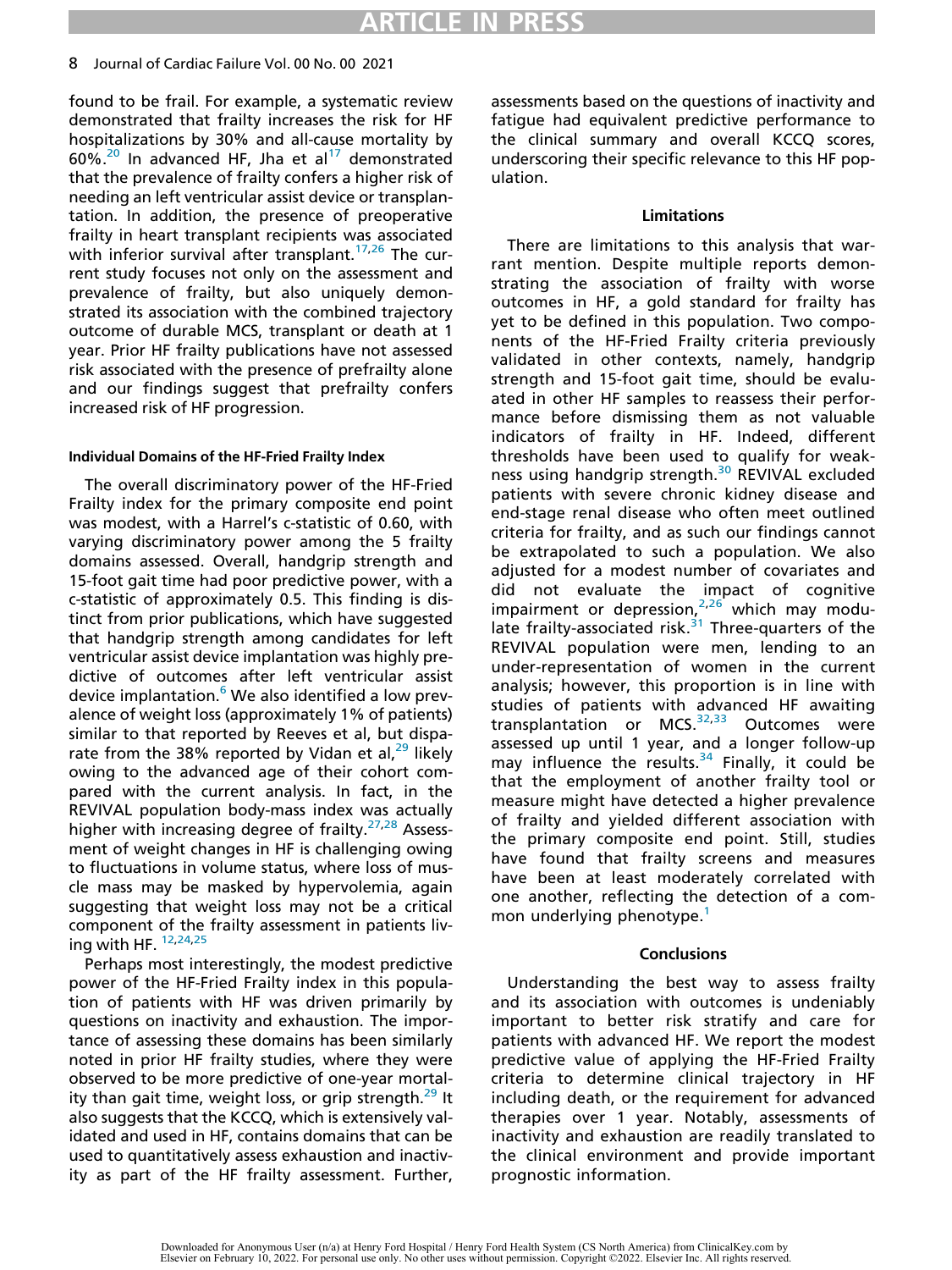found to be frail. For example, a systematic review demonstrated that frailty increases the risk for HF hospitalizations by 30% and all-cause mortality by 60%.[20] In advanced HF, Jha et al[17] demonstrated that the prevalence of frailty confers a higher risk of needing an left ventricular assist device or transplantation. In addition, the presence of preoperative frailty in heart transplant recipients was associated with inferior survival after transplant.[17,26] The current study focuses not only on the assessment and prevalence of frailty, but also uniquely demonstrated its association with the combined trajectory outcome of durable MCS, transplant or death at 1 year. Prior HF frailty publications have not assessed risk associated with the presence of prefrailty alone and our findings suggest that prefrailty confers increased risk of HF progression.

#### Individual Domains of the HF-Fried Frailty Index

The overall discriminatory power of the HF-Fried Frailty index for the primary composite end point was modest, with a Harrel's c-statistic of 0.60, with varying discriminatory power among the 5 frailty domains assessed. Overall, handgrip strength and 15-foot gait time had poor predictive power, with a c-statistic of approximately 0.5. This finding is distinct from prior publications, which have suggested that handgrip strength among candidates for left ventricular assist device implantation was highly predictive of outcomes after left ventricular assist device implantation.[6] We also identified a low prevalence of weight loss (approximately 1% of patients) similar to that reported by Reeves et al, but disparate from the 38% reported by Vidan et al,[29] likely owing to the advanced age of their cohort compared with the current analysis. In fact, in the REVIVAL population body-mass index was actually higher with increasing degree of frailty.[27,28] Assessment of weight changes in HF is challenging owing to fluctuations in volume status, where loss of muscle mass may be masked by hypervolemia, again suggesting that weight loss may not be a critical component of the frailty assessment in patients living with HF. [12,24,25]

Perhaps most interestingly, the modest predictive power of the HF-Fried Frailty index in this population of patients with HF was driven primarily by questions on inactivity and exhaustion. The importance of assessing these domains has been similarly noted in prior HF frailty studies, where they were observed to be more predictive of one-year mortality than gait time, weight loss, or grip strength.[29] It also suggests that the KCCQ, which is extensively validated and used in HF, contains domains that can be used to quantitatively assess exhaustion and inactivity as part of the HF frailty assessment. Further, assessments based on the questions of inactivity and fatigue had equivalent predictive performance to the clinical summary and overall KCCQ scores, underscoring their specific relevance to this HF population.

### Limitations

There are limitations to this analysis that warrant mention. Despite multiple reports demonstrating the association of frailty with worse outcomes in HF, a gold standard for frailty has yet to be defined in this population. Two components of the HF-Fried Frailty criteria previously validated in other contexts, namely, handgrip strength and 15-foot gait time, should be evaluated in other HF samples to reassess their performance before dismissing them as not valuable indicators of frailty in HF. Indeed, different thresholds have been used to qualify for weakness using handgrip strength.[30] REVIVAL excluded patients with severe chronic kidney disease and end-stage renal disease who often meet outlined criteria for frailty, and as such our findings cannot be extrapolated to such a population. We also adjusted for a modest number of covariates and did not evaluate the impact of cognitive impairment or depression,[2,26] which may modulate frailty-associated risk.[31] Three-quarters of the REVIVAL population were men, lending to an under-representation of women in the current analysis; however, this proportion is in line with studies of patients with advanced HF awaiting transplantation or MCS.[32,33] Outcomes were assessed up until 1 year, and a longer follow-up may influence the results.[34] Finally, it could be that the employment of another frailty tool or measure might have detected a higher prevalence of frailty and yielded different association with the primary composite end point. Still, studies have found that frailty screens and measures have been at least moderately correlated with one another, reflecting the detection of a common underlying phenotype.[1]

### Conclusions

Understanding the best way to assess frailty and its association with outcomes is undeniably important to better risk stratify and care for patients with advanced HF. We report the modest predictive value of applying the HF-Fried Frailty criteria to determine clinical trajectory in HF including death, or the requirement for advanced therapies over 1 year. Notably, assessments of inactivity and exhaustion are readily translated to the clinical environment and provide important prognostic information.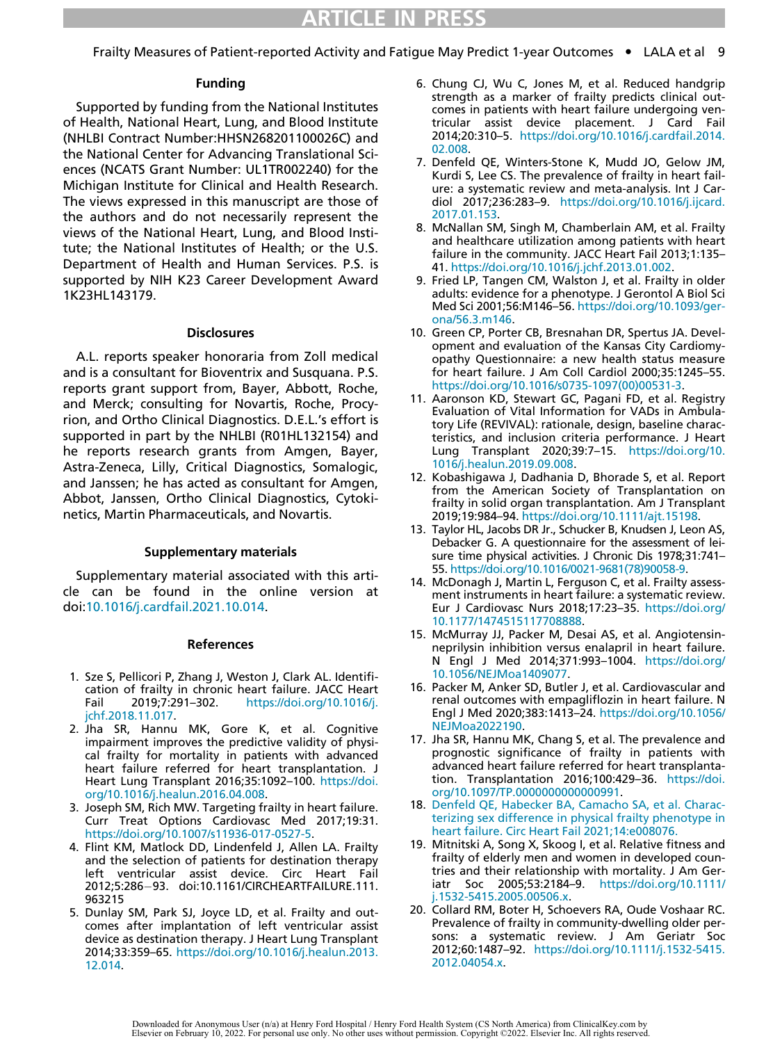## Funding

Supported by funding from the National Institutes of Health, National Heart, Lung, and Blood Institute (NHLBI Contract Number:HHSN268201100026C) and the National Center for Advancing Translational Sciences (NCATS Grant Number: UL1TR002240) for the Michigan Institute for Clinical and Health Research. The views expressed in this manuscript are those of the authors and do not necessarily represent the views of the National Heart, Lung, and Blood Institute; the National Institutes of Health; or the U.S. Department of Health and Human Services. P.S. is supported by NIH K23 Career Development Award 1K23HL143179.

## Disclosures

A.L. reports speaker honoraria from Zoll medical and is a consultant for Bioventrix and Susquana. P.S. reports grant support from, Bayer, Abbott, Roche, and Merck; consulting for Novartis, Roche, Procyrion, and Ortho Clinical Diagnostics. D.E.L.'s effort is supported in part by the NHLBI (R01HL132154) and he reports research grants from Amgen, Bayer, Astra-Zeneca, Lilly, Critical Diagnostics, Somalogic, and Janssen; he has acted as consultant for Amgen, Abbot, Janssen, Ortho Clinical Diagnostics, Cytokinetics, Martin Pharmaceuticals, and Novartis.

## Supplementary materials

Supplementary material associated with this article can be found in the online version at doi:10.1016/j.cardfail.2021.10.014.

## References

1. Sze S, Pellicori P, Zhang J, Weston J, Clark AL. Identification of frailty in chronic heart failure. JACC Heart Fail 2019;7:291–302. https://doi.org/10.1016/j.jchf.2018.11.017.
2. Jha SR, Hannu MK, Gore K, et al. Cognitive impairment improves the predictive validity of physical frailty for mortality in patients with advanced heart failure referred for heart transplantation. J Heart Lung Transplant 2016;35:1092–100. https://doi.org/10.1016/j.healun.2016.04.008.
3. Joseph SM, Rich MW. Targeting frailty in heart failure. Curr Treat Options Cardiovasc Med 2017;19:31. https://doi.org/10.1007/s11936-017-0527-5.
4. Flint KM, Matlock DD, Lindenfeld J, Allen LA. Frailty and the selection of patients for destination therapy left ventricular assist device. Circ Heart Fail 2012;5:286−93. doi:10.1161/CIRCHEARTFAILURE.111.963215
5. Dunlay SM, Park SJ, Joyce LD, et al. Frailty and outcomes after implantation of left ventricular assist device as destination therapy. J Heart Lung Transplant 2014;33:359–65. https://doi.org/10.1016/j.healun.2013.12.014.
6. Chung CJ, Wu C, Jones M, et al. Reduced handgrip strength as a marker of frailty predicts clinical outcomes in patients with heart failure undergoing ventricular assist device placement. J Card Fail 2014;20:310–5. https://doi.org/10.1016/j.cardfail.2014.02.008.
7. Denfeld QE, Winters-Stone K, Mudd JO, Gelow JM, Kurdi S, Lee CS. The prevalence of frailty in heart failure: a systematic review and meta-analysis. Int J Cardiol 2017;236:283–9. https://doi.org/10.1016/j.ijcard.2017.01.153.
8. McNallan SM, Singh M, Chamberlain AM, et al. Frailty and healthcare utilization among patients with heart failure in the community. JACC Heart Fail 2013;1:135–41. https://doi.org/10.1016/j.jchf.2013.01.002.
9. Fried LP, Tangen CM, Walston J, et al. Frailty in older adults: evidence for a phenotype. J Gerontol A Biol Sci Med Sci 2001;56:M146–56. https://doi.org/10.1093/gerona/56.3.m146.
10. Green CP, Porter CB, Bresnahan DR, Spertus JA. Development and evaluation of the Kansas City Cardiomyopathy Questionnaire: a new health status measure for heart failure. J Am Coll Cardiol 2000;35:1245–55. https://doi.org/10.1016/s0735-1097(00)00531-3.
11. Aaronson KD, Stewart GC, Pagani FD, et al. Registry Evaluation of Vital Information for VADs in Ambulatory Life (REVIVAL): rationale, design, baseline characteristics, and inclusion criteria performance. J Heart Lung Transplant 2020;39:7–15. https://doi.org/10.1016/j.healun.2019.09.008.
12. Kobashigawa J, Dadhania D, Bhorade S, et al. Report from the American Society of Transplantation on frailty in solid organ transplantation. Am J Transplant 2019;19:984–94. https://doi.org/10.1111/ajt.15198.
13. Taylor HL, Jacobs DR Jr., Schucker B, Knudsen J, Leon AS, Debacker G. A questionnaire for the assessment of leisure time physical activities. J Chronic Dis 1978;31:741–55. https://doi.org/10.1016/0021-9681(78)90058-9.
14. McDonagh J, Martin L, Ferguson C, et al. Frailty assessment instruments in heart failure: a systematic review. Eur J Cardiovasc Nurs 2018;17:23–35. https://doi.org/10.1177/1474515117708888.
15. McMurray JJ, Packer M, Desai AS, et al. Angiotensin-neprilysin inhibition versus enalapril in heart failure. N Engl J Med 2014;371:993–1004. https://doi.org/10.1056/NEJMoa1409077.
16. Packer M, Anker SD, Butler J, et al. Cardiovascular and renal outcomes with empagliflozin in heart failure. N Engl J Med 2020;383:1413–24. https://doi.org/10.1056/NEJMoa2022190.
17. Jha SR, Hannu MK, Chang S, et al. The prevalence and prognostic significance of frailty in patients with advanced heart failure referred for heart transplantation. Transplantation 2016;100:429–36. https://doi.org/10.1097/TP.0000000000000991.
18. Denfeld QE, Habecker BA, Camacho SA, et al. Characterizing sex difference in physical frailty phenotype in heart failure. Circ Heart Fail 2021;14:e008076.
19. Mitnitski A, Song X, Skoog I, et al. Relative fitness and frailty of elderly men and women in developed countries and their relationship with mortality. J Am Geriatr Soc 2005;53:2184–9. https://doi.org/10.1111/j.1532-5415.2005.00506.x.
20. Collard RM, Boter H, Schoevers RA, Oude Voshaar RC. Prevalence of frailty in community-dwelling older persons: a systematic review. J Am Geriatr Soc 2012;60:1487–92. https://doi.org/10.1111/j.1532-5415.2012.04054.x.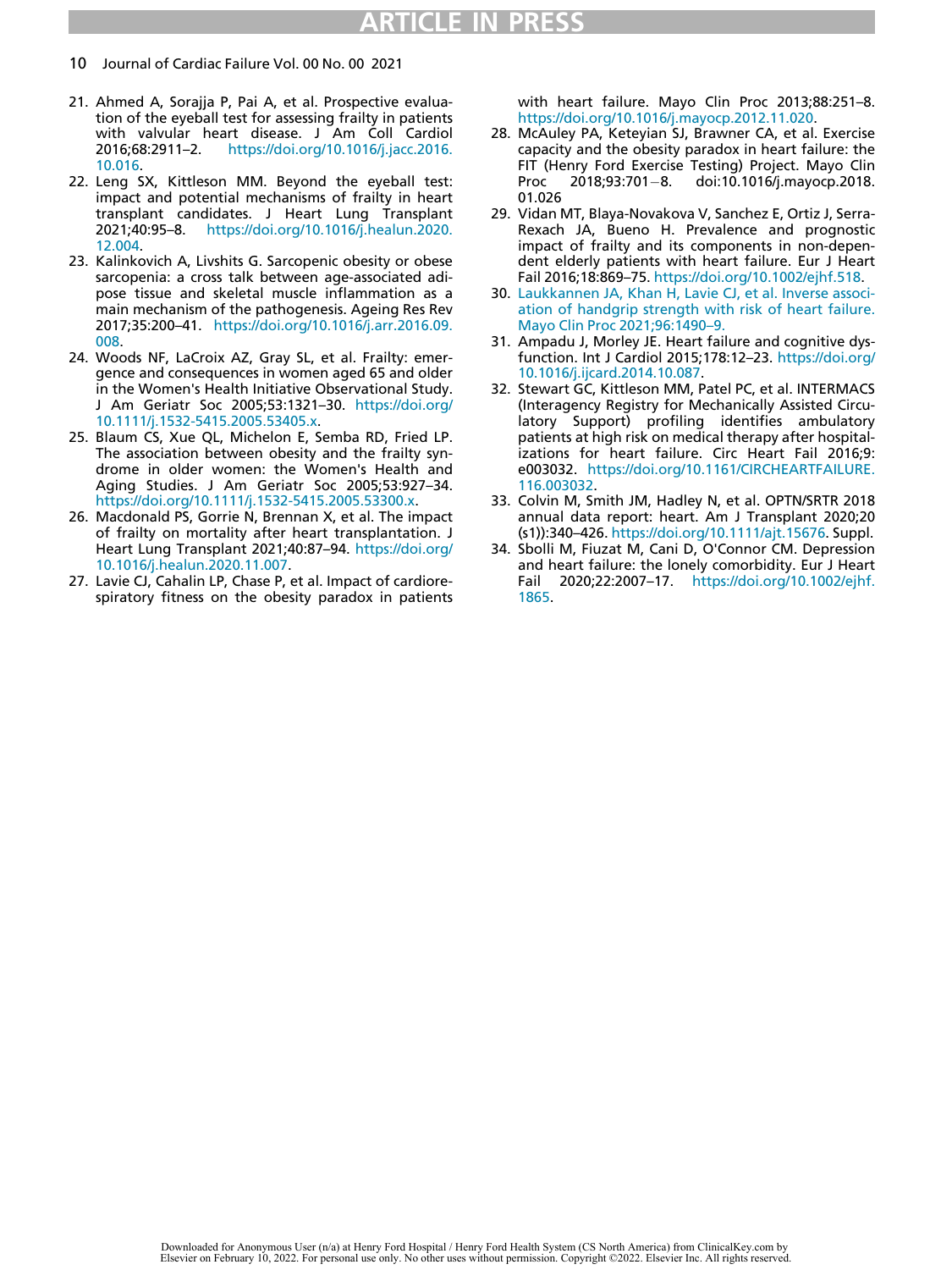21. Ahmed A, Sorajja P, Pai A, et al. Prospective evaluation of the eyeball test for assessing frailty in patients with valvular heart disease. J Am Coll Cardiol 2016;68:2911–2. https://doi.org/10.1016/j.jacc.2016.10.016.
22. Leng SX, Kittleson MM. Beyond the eyeball test: impact and potential mechanisms of frailty in heart transplant candidates. J Heart Lung Transplant 2021;40:95–8. https://doi.org/10.1016/j.healun.2020.12.004.
23. Kalinkovich A, Livshits G. Sarcopenic obesity or obese sarcopenia: a cross talk between age-associated adipose tissue and skeletal muscle inflammation as a main mechanism of the pathogenesis. Ageing Res Rev 2017;35:200–41. https://doi.org/10.1016/j.arr.2016.09.008.
24. Woods NF, LaCroix AZ, Gray SL, et al. Frailty: emergence and consequences in women aged 65 and older in the Women's Health Initiative Observational Study. J Am Geriatr Soc 2005;53:1321–30. https://doi.org/10.1111/j.1532-5415.2005.53405.x.
25. Blaum CS, Xue QL, Michelon E, Semba RD, Fried LP. The association between obesity and the frailty syndrome in older women: the Women's Health and Aging Studies. J Am Geriatr Soc 2005;53:927–34. https://doi.org/10.1111/j.1532-5415.2005.53300.x.
26. Macdonald PS, Gorrie N, Brennan X, et al. The impact of frailty on mortality after heart transplantation. J Heart Lung Transplant 2021;40:87–94. https://doi.org/10.1016/j.healun.2020.11.007.
27. Lavie CJ, Cahalin LP, Chase P, et al. Impact of cardiorespiratory fitness on the obesity paradox in patients with heart failure. Mayo Clin Proc 2013;88:251–8. https://doi.org/10.1016/j.mayocp.2012.11.020.
28. McAuley PA, Keteyian SJ, Brawner CA, et al. Exercise capacity and the obesity paradox in heart failure: the FIT (Henry Ford Exercise Testing) Project. Mayo Clin Proc 2018;93:701−8. doi:10.1016/j.mayocp.2018.01.026
29. Vidan MT, Blaya-Novakova V, Sanchez E, Ortiz J, Serra-Rexach JA, Bueno H. Prevalence and prognostic impact of frailty and its components in non-dependent elderly patients with heart failure. Eur J Heart Fail 2016;18:869–75. https://doi.org/10.1002/ejhf.518.
30. Laukkannen JA, Khan H, Lavie CJ, et al. Inverse association of handgrip strength with risk of heart failure. Mayo Clin Proc 2021;96:1490–9.
31. Ampadu J, Morley JE. Heart failure and cognitive dysfunction. Int J Cardiol 2015;178:12–23. https://doi.org/10.1016/j.ijcard.2014.10.087.
32. Stewart GC, Kittleson MM, Patel PC, et al. INTERMACS (Interagency Registry for Mechanically Assisted Circulatory Support) profiling identifies ambulatory patients at high risk on medical therapy after hospitalizations for heart failure. Circ Heart Fail 2016;9:e003032. https://doi.org/10.1161/CIRCHEARTFAILURE.116.003032.
33. Colvin M, Smith JM, Hadley N, et al. OPTN/SRTR 2018 annual data report: heart. Am J Transplant 2020;20(s1)):340–426. https://doi.org/10.1111/ajt.15676. Suppl.
34. Sbolli M, Fiuzat M, Cani D, O'Connor CM. Depression and heart failure: the lonely comorbidity. Eur J Heart Fail 2020;22:2007–17. https://doi.org/10.1002/ejhf.1865.